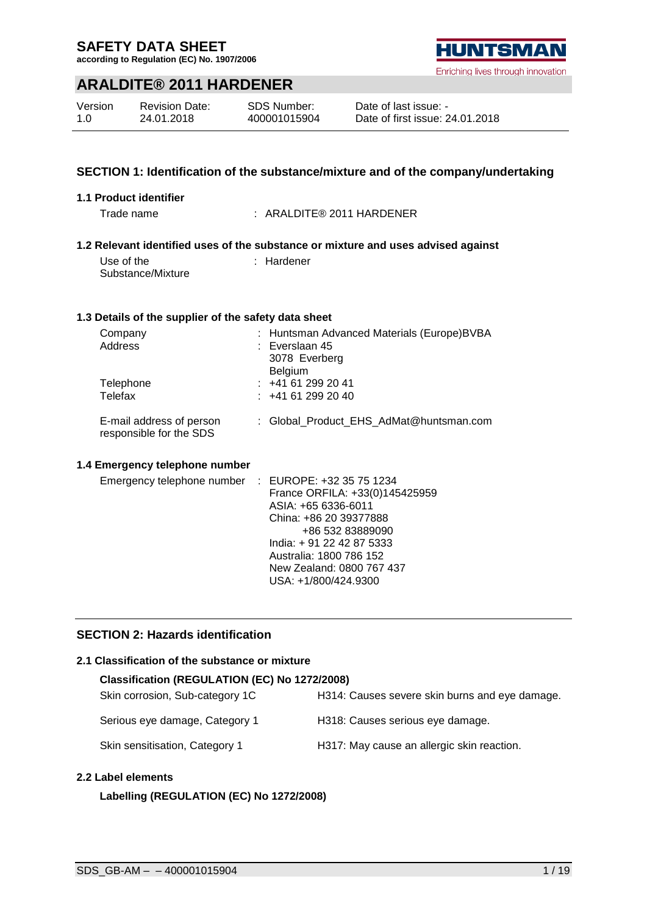# SAFETY DATA SHEET

**according to Regulation (EC) No. 1907/2006**

HUNTSMAN
Enriching lives through innovation

## ARALDITE® 2011 HARDENER

| Version | Revision Date: | SDS Number: | Date of last issue: - |
|---|---|---|---|
| 1.0 | 24.01.2018 | 400001015904 | Date of first issue: 24.01.2018 |

## SECTION 1: Identification of the substance/mixture and of the company/undertaking

### 1.1 Product identifier

Trade name : ARALDITE® 2011 HARDENER

### 1.2 Relevant identified uses of the substance or mixture and uses advised against

Use of the Substance/Mixture : Hardener

### 1.3 Details of the supplier of the safety data sheet

Company : Huntsman Advanced Materials (Europe)BVBA

Address : Everslaan 45
3078 Everberg
Belgium

Telephone : +41 61 299 20 41

Telefax : +41 61 299 20 40

E-mail address of person responsible for the SDS : Global_Product_EHS_AdMat@huntsman.com

### 1.4 Emergency telephone number

Emergency telephone number : EUROPE: +32 35 75 1234
France ORFILA: +33(0)145425959
ASIA: +65 6336-6011
China: +86 20 39377888
+86 532 83889090
India: + 91 22 42 87 5333
Australia: 1800 786 152
New Zealand: 0800 767 437
USA: +1/800/424.9300

## SECTION 2: Hazards identification

### 2.1 Classification of the substance or mixture

**Classification (REGULATION (EC) No 1272/2008)**

| | |
|---|---|
| Skin corrosion, Sub-category 1C | H314: Causes severe skin burns and eye damage. |
| Serious eye damage, Category 1 | H318: Causes serious eye damage. |
| Skin sensitisation, Category 1 | H317: May cause an allergic skin reaction. |

### 2.2 Label elements

**Labelling (REGULATION (EC) No 1272/2008)**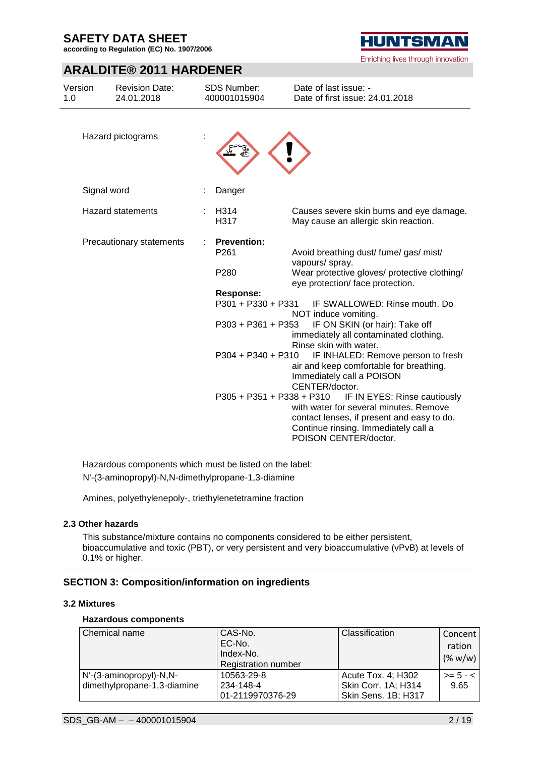| | | |
|---|---|---|
| Hazard pictograms | : | |
| Signal word | : | Danger |
| Hazard statements | : | H314 Causes severe skin burns and eye damage.<br>H317 May cause an allergic skin reaction. |
| Precautionary statements | : | **Prevention:**<br>P261 Avoid breathing dust/ fume/ gas/ mist/ vapours/ spray.<br>P280 Wear protective gloves/ protective clothing/ eye protection/ face protection.<br>**Response:**<br>P301 + P330 + P331 IF SWALLOWED: Rinse mouth. Do NOT induce vomiting.<br>P303 + P361 + P353 IF ON SKIN (or hair): Take off immediately all contaminated clothing. Rinse skin with water.<br>P304 + P340 + P310 IF INHALED: Remove person to fresh air and keep comfortable for breathing. Immediately call a POISON CENTER/doctor.<br>P305 + P351 + P338 + P310 IF IN EYES: Rinse cautiously with water for several minutes. Remove contact lenses, if present and easy to do. Continue rinsing. Immediately call a POISON CENTER/doctor. |

Hazardous components which must be listed on the label:
N'-(3-aminopropyl)-N,N-dimethylpropane-1,3-diamine

Amines, polyethylenepoly-, triethylenetetramine fraction

### 2.3 Other hazards

This substance/mixture contains no components considered to be either persistent, bioaccumulative and toxic (PBT), or very persistent and very bioaccumulative (vPvB) at levels of 0.1% or higher.

## SECTION 3: Composition/information on ingredients

### 3.2 Mixtures

**Hazardous components**

| Chemical name | CAS-No.<br>EC-No.<br>Index-No.<br>Registration number | Classification | Concentration (% w/w) |
|---|---|---|---|
| N'-(3-aminopropyl)-N,N-dimethylpropane-1,3-diamine | 10563-29-8<br>234-148-4<br>01-2119970376-29 | Acute Tox. 4; H302<br>Skin Corr. 1A; H314<br>Skin Sens. 1B; H317 | >= 5 - < 9.65 |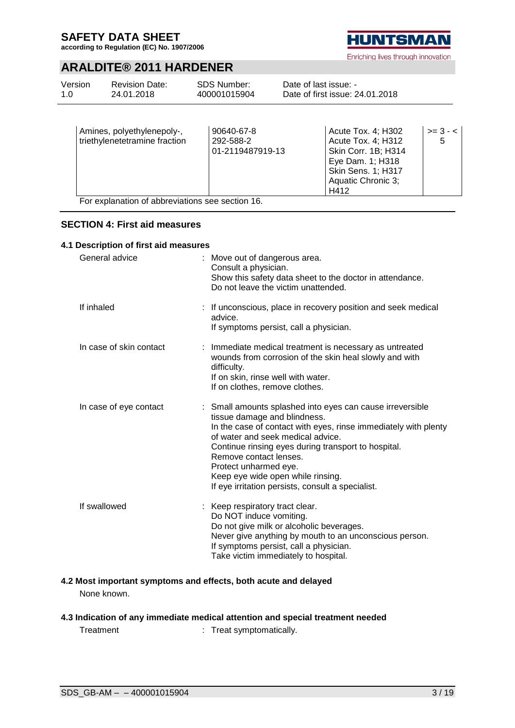| Amines, polyethylenepoly-, triethylenetetramine fraction | 90640-67-8<br>292-588-2<br>01-2119487919-13 | Acute Tox. 4; H302<br>Acute Tox. 4; H312<br>Skin Corr. 1B; H314<br>Eye Dam. 1; H318<br>Skin Sens. 1; H317<br>Aquatic Chronic 3; H412 | >= 3 - < 5 |
|---|---|---|---|

For explanation of abbreviations see section 16.

## SECTION 4: First aid measures

### 4.1 Description of first aid measures

General advice : Move out of dangerous area.
Consult a physician.
Show this safety data sheet to the doctor in attendance.
Do not leave the victim unattended.

If inhaled : If unconscious, place in recovery position and seek medical advice.
If symptoms persist, call a physician.

In case of skin contact : Immediate medical treatment is necessary as untreated wounds from corrosion of the skin heal slowly and with difficulty.
If on skin, rinse well with water.
If on clothes, remove clothes.

In case of eye contact : Small amounts splashed into eyes can cause irreversible tissue damage and blindness.
In the case of contact with eyes, rinse immediately with plenty of water and seek medical advice.
Continue rinsing eyes during transport to hospital.
Remove contact lenses.
Protect unharmed eye.
Keep eye wide open while rinsing.
If eye irritation persists, consult a specialist.

If swallowed : Keep respiratory tract clear.
Do NOT induce vomiting.
Do not give milk or alcoholic beverages.
Never give anything by mouth to an unconscious person.
If symptoms persist, call a physician.
Take victim immediately to hospital.

### 4.2 Most important symptoms and effects, both acute and delayed

None known.

### 4.3 Indication of any immediate medical attention and special treatment needed

Treatment : Treat symptomatically.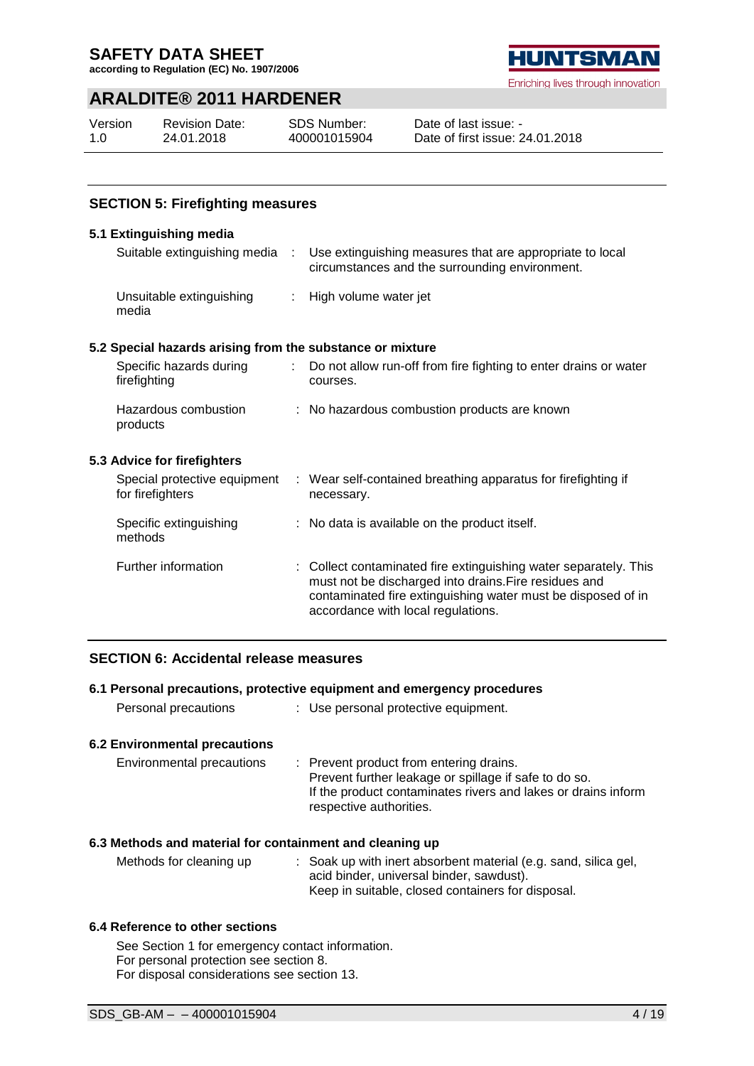## SECTION 5: Firefighting measures

### 5.1 Extinguishing media

| | |
|---|---|
| Suitable extinguishing media | : Use extinguishing measures that are appropriate to local circumstances and the surrounding environment. |
| Unsuitable extinguishing media | : High volume water jet |

### 5.2 Special hazards arising from the substance or mixture

| | |
|---|---|
| Specific hazards during firefighting | : Do not allow run-off from fire fighting to enter drains or water courses. |
| Hazardous combustion products | : No hazardous combustion products are known |

### 5.3 Advice for firefighters

| | |
|---|---|
| Special protective equipment for firefighters | : Wear self-contained breathing apparatus for firefighting if necessary. |
| Specific extinguishing methods | : No data is available on the product itself. |
| Further information | : Collect contaminated fire extinguishing water separately. This must not be discharged into drains.Fire residues and contaminated fire extinguishing water must be disposed of in accordance with local regulations. |

## SECTION 6: Accidental release measures

### 6.1 Personal precautions, protective equipment and emergency procedures

| | |
|---|---|
| Personal precautions | : Use personal protective equipment. |

### 6.2 Environmental precautions

| | |
|---|---|
| Environmental precautions | : Prevent product from entering drains.<br>Prevent further leakage or spillage if safe to do so.<br>If the product contaminates rivers and lakes or drains inform respective authorities. |

### 6.3 Methods and material for containment and cleaning up

| | |
|---|---|
| Methods for cleaning up | : Soak up with inert absorbent material (e.g. sand, silica gel, acid binder, universal binder, sawdust).<br>Keep in suitable, closed containers for disposal. |

### 6.4 Reference to other sections

See Section 1 for emergency contact information.
For personal protection see section 8.
For disposal considerations see section 13.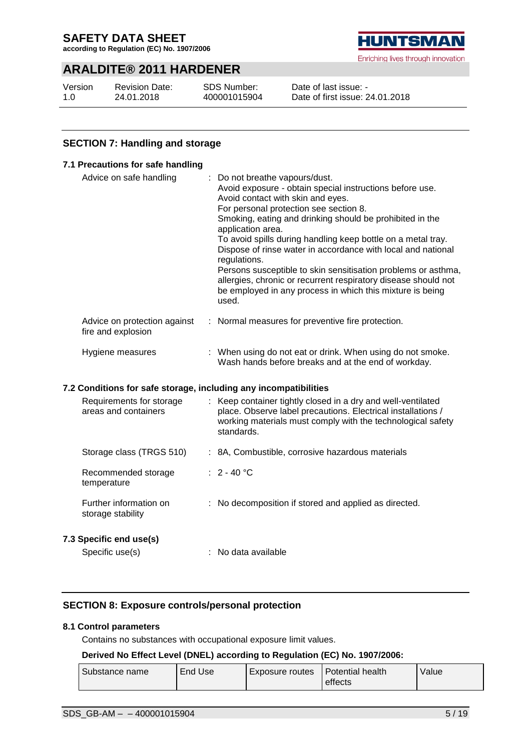## SECTION 7: Handling and storage

### 7.1 Precautions for safe handling

| | |
|---|---|
| Advice on safe handling | : Do not breathe vapours/dust.<br>Avoid exposure - obtain special instructions before use.<br>Avoid contact with skin and eyes.<br>For personal protection see section 8.<br>Smoking, eating and drinking should be prohibited in the application area.<br>To avoid spills during handling keep bottle on a metal tray.<br>Dispose of rinse water in accordance with local and national regulations.<br>Persons susceptible to skin sensitisation problems or asthma, allergies, chronic or recurrent respiratory disease should not be employed in any process in which this mixture is being used. |
| Advice on protection against fire and explosion | : Normal measures for preventive fire protection. |
| Hygiene measures | : When using do not eat or drink. When using do not smoke. Wash hands before breaks and at the end of workday. |

### 7.2 Conditions for safe storage, including any incompatibilities

| | |
|---|---|
| Requirements for storage areas and containers | : Keep container tightly closed in a dry and well-ventilated place. Observe label precautions. Electrical installations / working materials must comply with the technological safety standards. |
| Storage class (TRGS 510) | : 8A, Combustible, corrosive hazardous materials |
| Recommended storage temperature | : 2 - 40 °C |
| Further information on storage stability | : No decomposition if stored and applied as directed. |

### 7.3 Specific end use(s)

| | |
|---|---|
| Specific use(s) | : No data available |

## SECTION 8: Exposure controls/personal protection

### 8.1 Control parameters

Contains no substances with occupational exposure limit values.

**Derived No Effect Level (DNEL) according to Regulation (EC) No. 1907/2006:**

| Substance name | End Use | Exposure routes | Potential health effects | Value |
|---|---|---|---|---|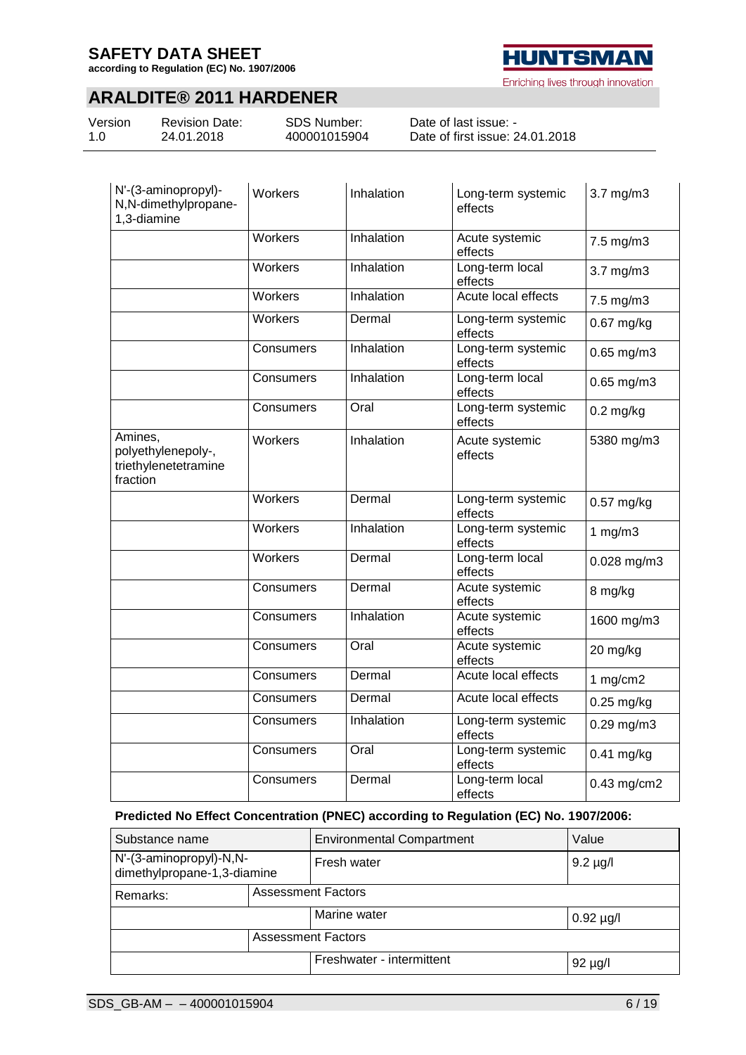| N'-(3-aminopropyl)-N,N-dimethylpropane-1,3-diamine | Workers | Inhalation | Long-term systemic effects | 3.7 mg/m3 |
|---|---|---|---|---|
| | Workers | Inhalation | Acute systemic effects | 7.5 mg/m3 |
| | Workers | Inhalation | Long-term local effects | 3.7 mg/m3 |
| | Workers | Inhalation | Acute local effects | 7.5 mg/m3 |
| | Workers | Dermal | Long-term systemic effects | 0.67 mg/kg |
| | Consumers | Inhalation | Long-term systemic effects | 0.65 mg/m3 |
| | Consumers | Inhalation | Long-term local effects | 0.65 mg/m3 |
| | Consumers | Oral | Long-term systemic effects | 0.2 mg/kg |
| Amines, polyethylenepoly-, triethylenetetramine fraction | Workers | Inhalation | Acute systemic effects | 5380 mg/m3 |
| | Workers | Dermal | Long-term systemic effects | 0.57 mg/kg |
| | Workers | Inhalation | Long-term systemic effects | 1 mg/m3 |
| | Workers | Dermal | Long-term local effects | 0.028 mg/m3 |
| | Consumers | Dermal | Acute systemic effects | 8 mg/kg |
| | Consumers | Inhalation | Acute systemic effects | 1600 mg/m3 |
| | Consumers | Oral | Acute systemic effects | 20 mg/kg |
| | Consumers | Dermal | Acute local effects | 1 mg/cm2 |
| | Consumers | Dermal | Acute local effects | 0.25 mg/kg |
| | Consumers | Inhalation | Long-term systemic effects | 0.29 mg/m3 |
| | Consumers | Oral | Long-term systemic effects | 0.41 mg/kg |
| | Consumers | Dermal | Long-term local effects | 0.43 mg/cm2 |

**Predicted No Effect Concentration (PNEC) according to Regulation (EC) No. 1907/2006:**

| Substance name | | Environmental Compartment | Value |
|---|---|---|---|
| N'-(3-aminopropyl)-N,N-dimethylpropane-1,3-diamine | | Fresh water | 9.2 µg/l |
| Remarks: | Assessment Factors | | |
| | | Marine water | 0.92 µg/l |
| | Assessment Factors | | |
| | | Freshwater - intermittent | 92 µg/l |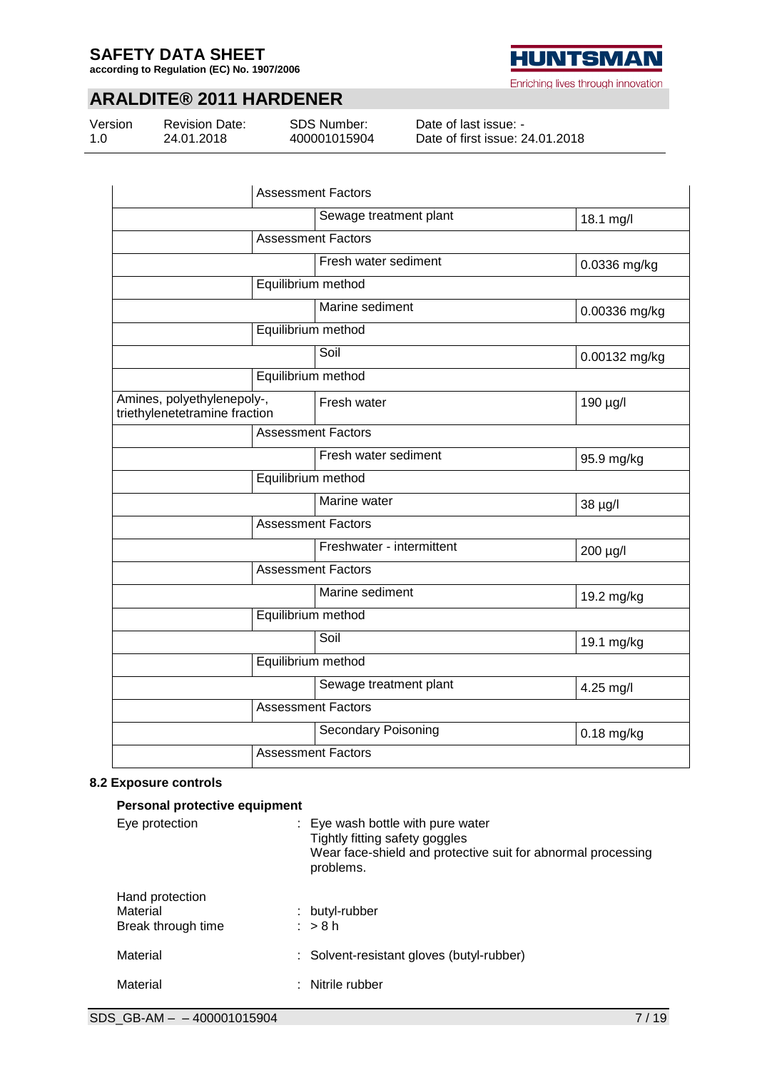| Substance name | Environmental Compartment | Value |
|---|---|---|
| | Assessment Factors | |
| | Sewage treatment plant | 18.1 mg/l |
| | Assessment Factors | |
| | Fresh water sediment | 0.0336 mg/kg |
| | Equilibrium method | |
| | Marine sediment | 0.00336 mg/kg |
| | Equilibrium method | |
| | Soil | 0.00132 mg/kg |
| | Equilibrium method | |
| Amines, polyethylenepoly-, triethylenetetramine fraction | Fresh water | 190 µg/l |
| | Assessment Factors | |
| | Fresh water sediment | 95.9 mg/kg |
| | Equilibrium method | |
| | Marine water | 38 µg/l |
| | Assessment Factors | |
| | Freshwater - intermittent | 200 µg/l |
| | Assessment Factors | |
| | Marine sediment | 19.2 mg/kg |
| | Equilibrium method | |
| | Soil | 19.1 mg/kg |
| | Equilibrium method | |
| | Sewage treatment plant | 4.25 mg/l |
| | Assessment Factors | |
| | Secondary Poisoning | 0.18 mg/kg |
| | Assessment Factors | |

### 8.2 Exposure controls

**Personal protective equipment**

Eye protection : Eye wash bottle with pure water
Tightly fitting safety goggles
Wear face-shield and protective suit for abnormal processing problems.

Hand protection
Material : butyl-rubber
Break through time : > 8 h

Material : Solvent-resistant gloves (butyl-rubber)

Material : Nitrile rubber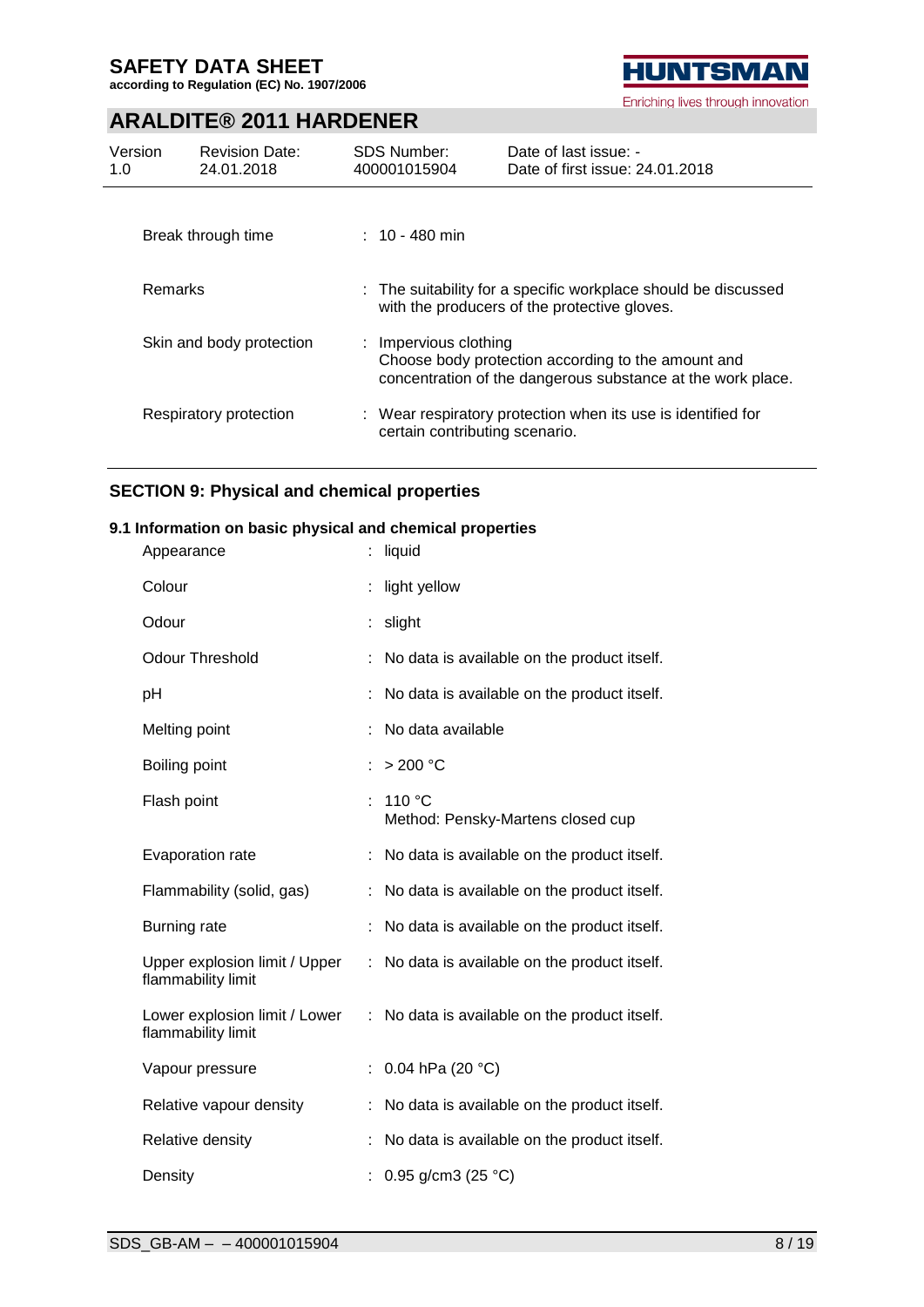| | |
|---|---|
| Break through time | : 10 - 480 min |
| Remarks | : The suitability for a specific workplace should be discussed with the producers of the protective gloves. |
| Skin and body protection | : Impervious clothing<br>Choose body protection according to the amount and concentration of the dangerous substance at the work place. |
| Respiratory protection | : Wear respiratory protection when its use is identified for certain contributing scenario. |

## SECTION 9: Physical and chemical properties

### 9.1 Information on basic physical and chemical properties

| | |
|---|---|
| Appearance | : liquid |
| Colour | : light yellow |
| Odour | : slight |
| Odour Threshold | : No data is available on the product itself. |
| pH | : No data is available on the product itself. |
| Melting point | : No data available |
| Boiling point | : > 200 °C |
| Flash point | : 110 °C<br>Method: Pensky-Martens closed cup |
| Evaporation rate | : No data is available on the product itself. |
| Flammability (solid, gas) | : No data is available on the product itself. |
| Burning rate | : No data is available on the product itself. |
| Upper explosion limit / Upper flammability limit | : No data is available on the product itself. |
| Lower explosion limit / Lower flammability limit | : No data is available on the product itself. |
| Vapour pressure | : 0.04 hPa (20 °C) |
| Relative vapour density | : No data is available on the product itself. |
| Relative density | : No data is available on the product itself. |
| Density | : 0.95 g/cm3 (25 °C) |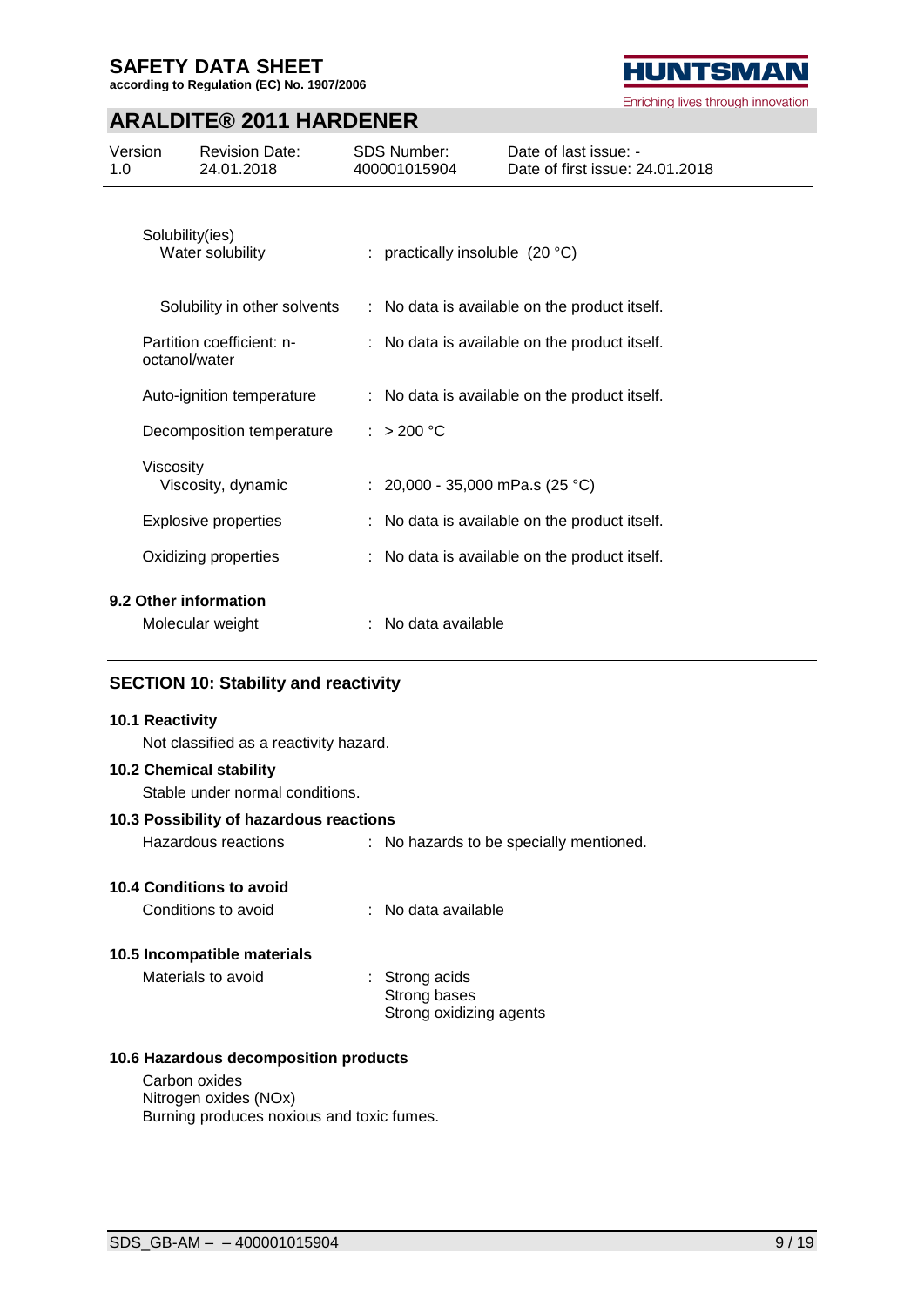| | |
|---|---|
| Solubility(ies) | |
| Water solubility | : practically insoluble (20 °C) |
| Solubility in other solvents | : No data is available on the product itself. |
| Partition coefficient: n-octanol/water | : No data is available on the product itself. |
| Auto-ignition temperature | : No data is available on the product itself. |
| Decomposition temperature | : > 200 °C |
| Viscosity | |
| Viscosity, dynamic | : 20,000 - 35,000 mPa.s (25 °C) |
| Explosive properties | : No data is available on the product itself. |
| Oxidizing properties | : No data is available on the product itself. |

**9.2 Other information**

Molecular weight : No data available

## SECTION 10: Stability and reactivity

**10.1 Reactivity**

Not classified as a reactivity hazard.

**10.2 Chemical stability**

Stable under normal conditions.

**10.3 Possibility of hazardous reactions**

Hazardous reactions : No hazards to be specially mentioned.

**10.4 Conditions to avoid**

Conditions to avoid : No data available

**10.5 Incompatible materials**

Materials to avoid : Strong acids
Strong bases
Strong oxidizing agents

**10.6 Hazardous decomposition products**

Carbon oxides
Nitrogen oxides (NOx)
Burning produces noxious and toxic fumes.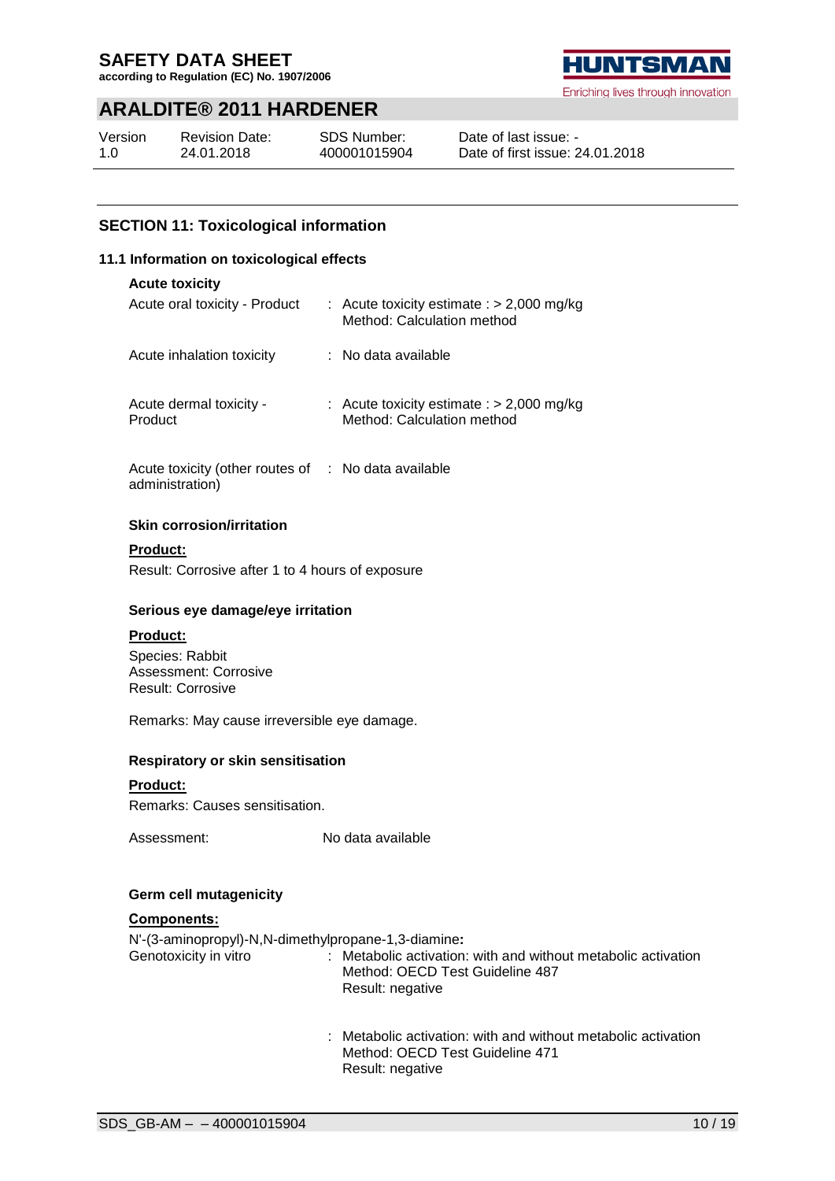## SECTION 11: Toxicological information

### 11.1 Information on toxicological effects

**Acute toxicity**

| | |
|---|---|
| Acute oral toxicity - Product | : Acute toxicity estimate : > 2,000 mg/kg<br>Method: Calculation method |
| Acute inhalation toxicity | : No data available |
| Acute dermal toxicity - Product | : Acute toxicity estimate : > 2,000 mg/kg<br>Method: Calculation method |
| Acute toxicity (other routes of administration) | : No data available |

**Skin corrosion/irritation**

**Product:**

Result: Corrosive after 1 to 4 hours of exposure

**Serious eye damage/eye irritation**

**Product:**

Species: Rabbit
Assessment: Corrosive
Result: Corrosive

Remarks: May cause irreversible eye damage.

**Respiratory or skin sensitisation**

**Product:**

Remarks: Causes sensitisation.

Assessment: No data available

**Germ cell mutagenicity**

**Components:**

N'-(3-aminopropyl)-N,N-dimethylpropane-1,3-diamine**:**

| | |
|---|---|
| Genotoxicity in vitro | : Metabolic activation: with and without metabolic activation<br>Method: OECD Test Guideline 487<br>Result: negative |
| | : Metabolic activation: with and without metabolic activation<br>Method: OECD Test Guideline 471<br>Result: negative |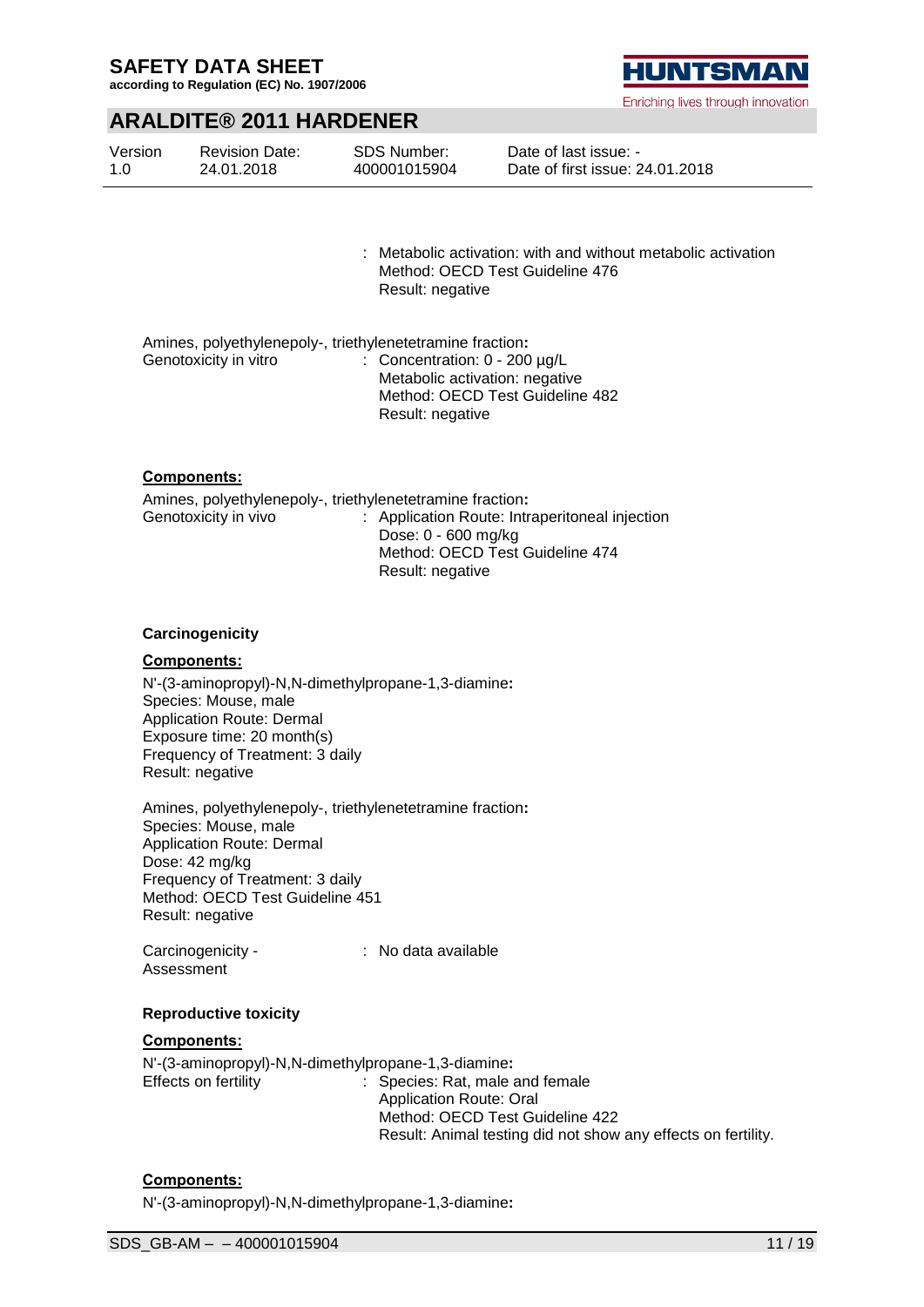: Metabolic activation: with and without metabolic activation
Method: OECD Test Guideline 476
Result: negative

Amines, polyethylenepoly-, triethylenetetramine fraction**:**

Genotoxicity in vitro : Concentration: 0 - 200 µg/L
Metabolic activation: negative
Method: OECD Test Guideline 482
Result: negative

**Components:**

Amines, polyethylenepoly-, triethylenetetramine fraction**:**

Genotoxicity in vivo : Application Route: Intraperitoneal injection
Dose: 0 - 600 mg/kg
Method: OECD Test Guideline 474
Result: negative

### Carcinogenicity

**Components:**

N'-(3-aminopropyl)-N,N-dimethylpropane-1,3-diamine**:**
Species: Mouse, male
Application Route: Dermal
Exposure time: 20 month(s)
Frequency of Treatment: 3 daily
Result: negative

Amines, polyethylenepoly-, triethylenetetramine fraction**:**
Species: Mouse, male
Application Route: Dermal
Dose: 42 mg/kg
Frequency of Treatment: 3 daily
Method: OECD Test Guideline 451
Result: negative

Carcinogenicity - Assessment : No data available

### Reproductive toxicity

**Components:**

N'-(3-aminopropyl)-N,N-dimethylpropane-1,3-diamine**:**

Effects on fertility : Species: Rat, male and female
Application Route: Oral
Method: OECD Test Guideline 422
Result: Animal testing did not show any effects on fertility.

**Components:**

N'-(3-aminopropyl)-N,N-dimethylpropane-1,3-diamine**:**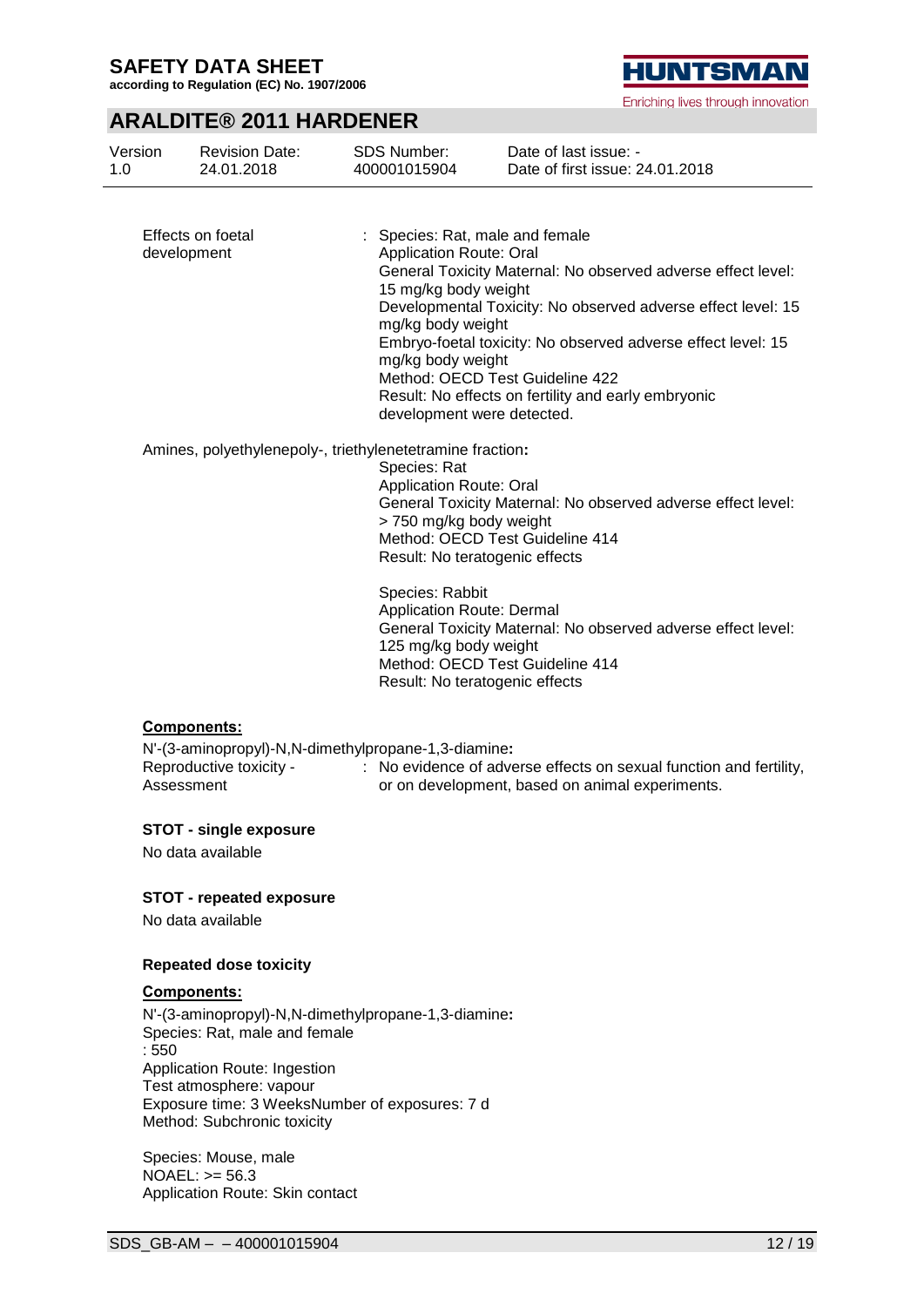Effects on foetal development : Species: Rat, male and female
Application Route: Oral
General Toxicity Maternal: No observed adverse effect level: 15 mg/kg body weight
Developmental Toxicity: No observed adverse effect level: 15 mg/kg body weight
Embryo-foetal toxicity: No observed adverse effect level: 15 mg/kg body weight
Method: OECD Test Guideline 422
Result: No effects on fertility and early embryonic development were detected.

Amines, polyethylenepoly-, triethylenetetramine fraction**:**
Species: Rat
Application Route: Oral
General Toxicity Maternal: No observed adverse effect level: > 750 mg/kg body weight
Method: OECD Test Guideline 414
Result: No teratogenic effects

Species: Rabbit
Application Route: Dermal
General Toxicity Maternal: No observed adverse effect level: 125 mg/kg body weight
Method: OECD Test Guideline 414
Result: No teratogenic effects

**Components:**

N'-(3-aminopropyl)-N,N-dimethylpropane-1,3-diamine**:**
Reproductive toxicity - Assessment : No evidence of adverse effects on sexual function and fertility, or on development, based on animal experiments.

### STOT - single exposure

No data available

### STOT - repeated exposure

No data available

### Repeated dose toxicity

**Components:**

N'-(3-aminopropyl)-N,N-dimethylpropane-1,3-diamine**:**
Species: Rat, male and female
: 550
Application Route: Ingestion
Test atmosphere: vapour
Exposure time: 3 WeeksNumber of exposures: 7 d
Method: Subchronic toxicity

Species: Mouse, male
NOAEL: >= 56.3
Application Route: Skin contact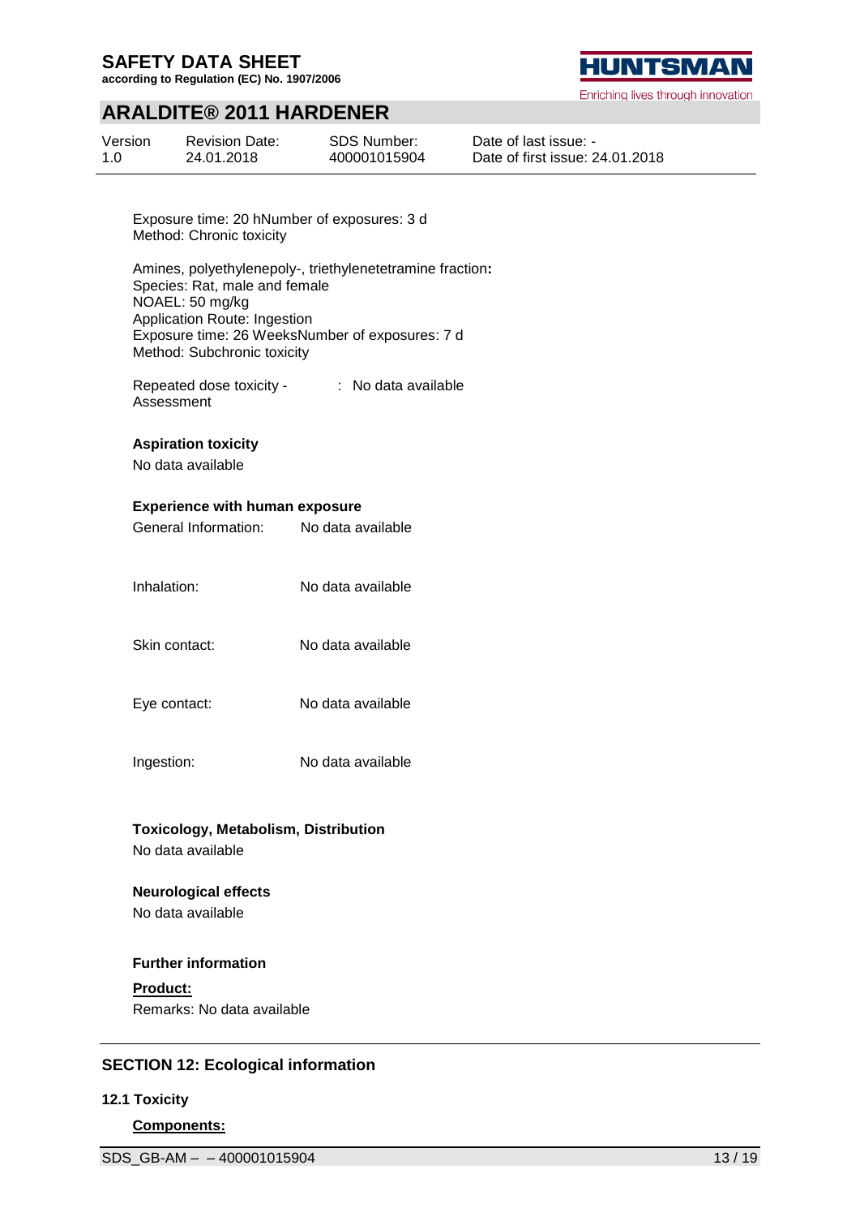Exposure time: 20 hNumber of exposures: 3 d
Method: Chronic toxicity

Amines, polyethylenepoly-, triethylenetetramine fraction**:**
Species: Rat, male and female
NOAEL: 50 mg/kg
Application Route: Ingestion
Exposure time: 26 WeeksNumber of exposures: 7 d
Method: Subchronic toxicity

Repeated dose toxicity - Assessment : No data available

**Aspiration toxicity**

No data available

**Experience with human exposure**

General Information: No data available

Inhalation: No data available

Skin contact: No data available

Eye contact: No data available

Ingestion: No data available

**Toxicology, Metabolism, Distribution**

No data available

**Neurological effects**

No data available

**Further information**

**Product:**

Remarks: No data available

## SECTION 12: Ecological information

### 12.1 Toxicity

**Components:**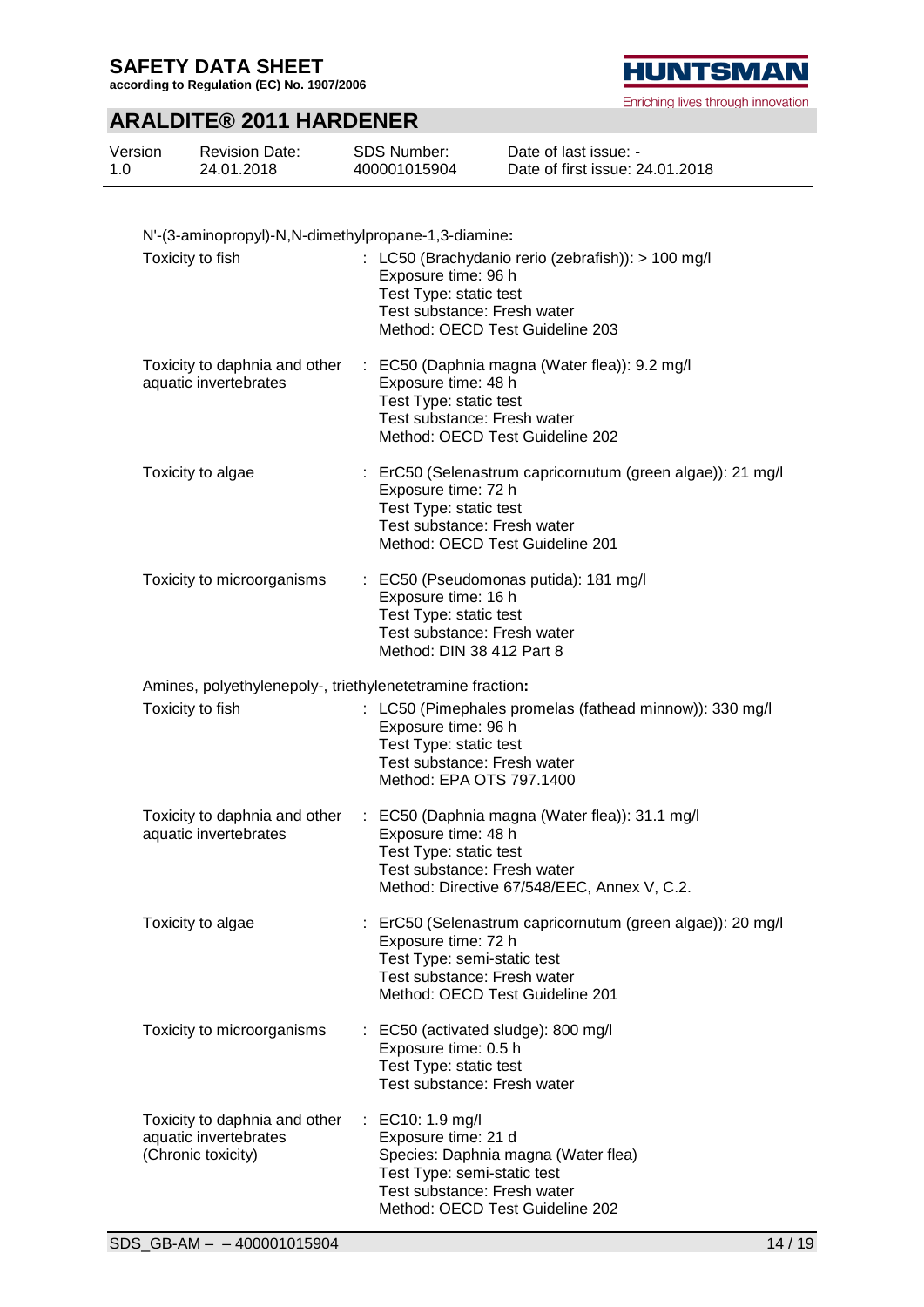N'-(3-aminopropyl)-N,N-dimethylpropane-1,3-diamine**:**

| | |
|---|---|
| Toxicity to fish | : LC50 (Brachydanio rerio (zebrafish)): > 100 mg/l<br>Exposure time: 96 h<br>Test Type: static test<br>Test substance: Fresh water<br>Method: OECD Test Guideline 203 |
| Toxicity to daphnia and other aquatic invertebrates | : EC50 (Daphnia magna (Water flea)): 9.2 mg/l<br>Exposure time: 48 h<br>Test Type: static test<br>Test substance: Fresh water<br>Method: OECD Test Guideline 202 |
| Toxicity to algae | : ErC50 (Selenastrum capricornutum (green algae)): 21 mg/l<br>Exposure time: 72 h<br>Test Type: static test<br>Test substance: Fresh water<br>Method: OECD Test Guideline 201 |
| Toxicity to microorganisms | : EC50 (Pseudomonas putida): 181 mg/l<br>Exposure time: 16 h<br>Test Type: static test<br>Test substance: Fresh water<br>Method: DIN 38 412 Part 8 |

Amines, polyethylenepoly-, triethylenetetramine fraction**:**

| | |
|---|---|
| Toxicity to fish | : LC50 (Pimephales promelas (fathead minnow)): 330 mg/l<br>Exposure time: 96 h<br>Test Type: static test<br>Test substance: Fresh water<br>Method: EPA OTS 797.1400 |
| Toxicity to daphnia and other aquatic invertebrates | : EC50 (Daphnia magna (Water flea)): 31.1 mg/l<br>Exposure time: 48 h<br>Test Type: static test<br>Test substance: Fresh water<br>Method: Directive 67/548/EEC, Annex V, C.2. |
| Toxicity to algae | : ErC50 (Selenastrum capricornutum (green algae)): 20 mg/l<br>Exposure time: 72 h<br>Test Type: semi-static test<br>Test substance: Fresh water<br>Method: OECD Test Guideline 201 |
| Toxicity to microorganisms | : EC50 (activated sludge): 800 mg/l<br>Exposure time: 0.5 h<br>Test Type: static test<br>Test substance: Fresh water |
| Toxicity to daphnia and other aquatic invertebrates (Chronic toxicity) | : EC10: 1.9 mg/l<br>Exposure time: 21 d<br>Species: Daphnia magna (Water flea)<br>Test Type: semi-static test<br>Test substance: Fresh water<br>Method: OECD Test Guideline 202 |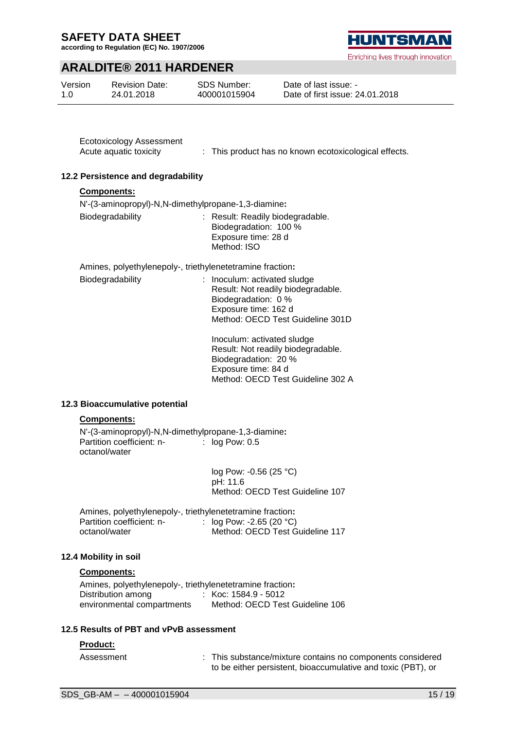Ecotoxicology Assessment

Acute aquatic toxicity : This product has no known ecotoxicological effects.

### 12.2 Persistence and degradability

**Components:**

N'-(3-aminopropyl)-N,N-dimethylpropane-1,3-diamine**:**

Biodegradability : Result: Readily biodegradable.
Biodegradation: 100 %
Exposure time: 28 d
Method: ISO

Amines, polyethylenepoly-, triethylenetetramine fraction**:**

Biodegradability : Inoculum: activated sludge
Result: Not readily biodegradable.
Biodegradation: 0 %
Exposure time: 162 d
Method: OECD Test Guideline 301D

Inoculum: activated sludge
Result: Not readily biodegradable.
Biodegradation: 20 %
Exposure time: 84 d
Method: OECD Test Guideline 302 A

### 12.3 Bioaccumulative potential

**Components:**

N'-(3-aminopropyl)-N,N-dimethylpropane-1,3-diamine**:**

Partition coefficient: n-octanol/water : log Pow: 0.5

log Pow: -0.56 (25 °C)
pH: 11.6
Method: OECD Test Guideline 107

Amines, polyethylenepoly-, triethylenetetramine fraction**:**

Partition coefficient: n-octanol/water : log Pow: -2.65 (20 °C)
Method: OECD Test Guideline 117

### 12.4 Mobility in soil

**Components:**

Amines, polyethylenepoly-, triethylenetetramine fraction**:**

Distribution among environmental compartments : Koc: 1584.9 - 5012
Method: OECD Test Guideline 106

### 12.5 Results of PBT and vPvB assessment

**Product:**

Assessment : This substance/mixture contains no components considered to be either persistent, bioaccumulative and toxic (PBT), or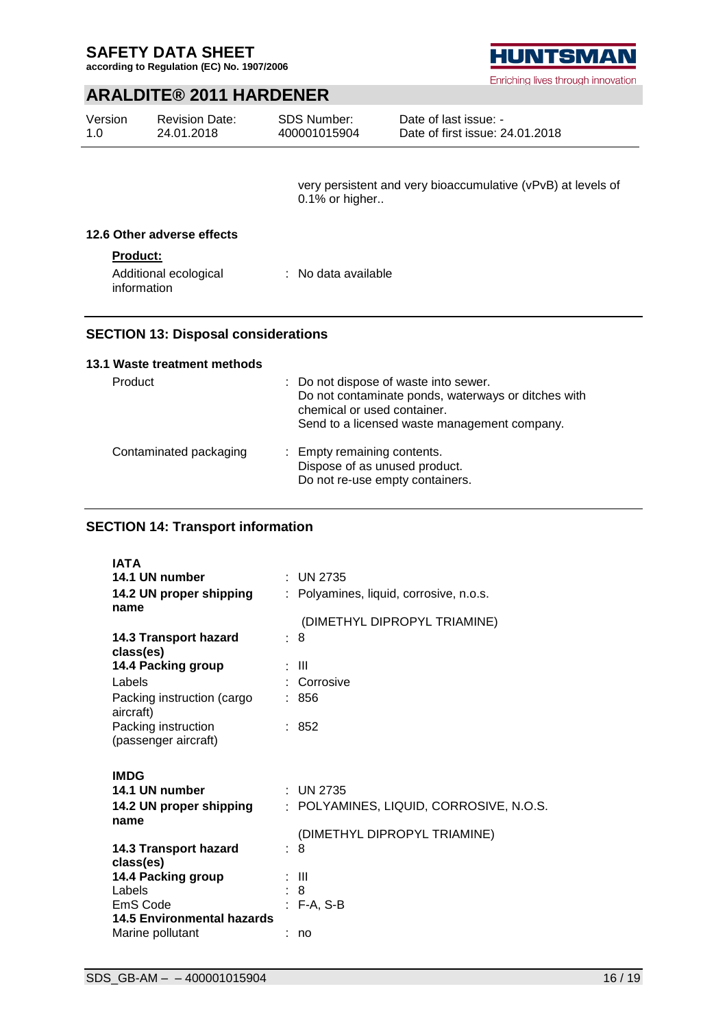very persistent and very bioaccumulative (vPvB) at levels of 0.1% or higher..

### 12.6 Other adverse effects

**Product:**

Additional ecological information : No data available

## SECTION 13: Disposal considerations

### 13.1 Waste treatment methods

| | |
|---|---|
| Product | : Do not dispose of waste into sewer.<br>Do not contaminate ponds, waterways or ditches with chemical or used container.<br>Send to a licensed waste management company. |
| Contaminated packaging | : Empty remaining contents.<br>Dispose of as unused product.<br>Do not re-use empty containers. |

## SECTION 14: Transport information

**IATA**

| | |
|---|---|
| **14.1 UN number** | : UN 2735 |
| **14.2 UN proper shipping name** | : Polyamines, liquid, corrosive, n.o.s.<br><br>(DIMETHYL DIPROPYL TRIAMINE) |
| **14.3 Transport hazard class(es)** | : 8 |
| **14.4 Packing group** | : III |
| Labels | : Corrosive |
| Packing instruction (cargo aircraft) | : 856 |
| Packing instruction (passenger aircraft) | : 852 |

**IMDG**

| | |
|---|---|
| **14.1 UN number** | : UN 2735 |
| **14.2 UN proper shipping name** | : POLYAMINES, LIQUID, CORROSIVE, N.O.S.<br><br>(DIMETHYL DIPROPYL TRIAMINE) |
| **14.3 Transport hazard class(es)** | : 8 |
| **14.4 Packing group** | : III |
| Labels | : 8 |
| EmS Code | : F-A, S-B |
| **14.5 Environmental hazards** | |
| Marine pollutant | : no |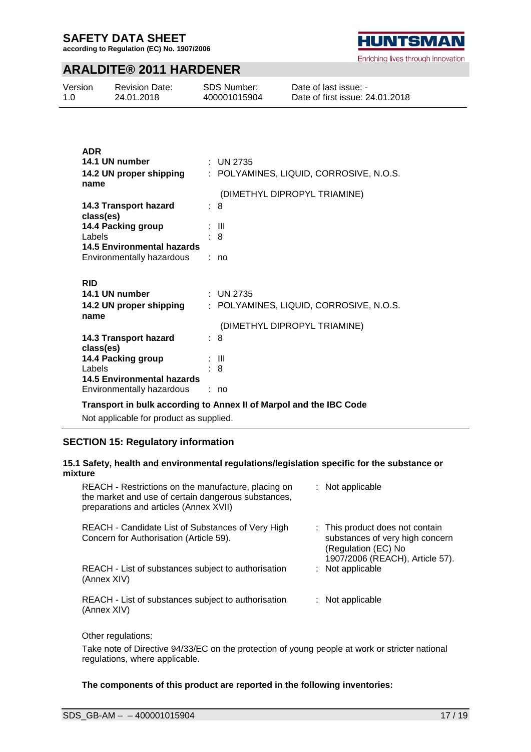**ADR**

| | |
|---|---|
| **14.1 UN number** | : UN 2735 |
| **14.2 UN proper shipping name** | : POLYAMINES, LIQUID, CORROSIVE, N.O.S. |
| | (DIMETHYL DIPROPYL TRIAMINE) |
| **14.3 Transport hazard class(es)** | : 8 |
| **14.4 Packing group** | : III |
| Labels | : 8 |
| **14.5 Environmental hazards** | |
| Environmentally hazardous | : no |

**RID**

| | |
|---|---|
| **14.1 UN number** | : UN 2735 |
| **14.2 UN proper shipping name** | : POLYAMINES, LIQUID, CORROSIVE, N.O.S. |
| | (DIMETHYL DIPROPYL TRIAMINE) |
| **14.3 Transport hazard class(es)** | : 8 |
| **14.4 Packing group** | : III |
| Labels | : 8 |
| **14.5 Environmental hazards** | |
| Environmentally hazardous | : no |

**Transport in bulk according to Annex II of Marpol and the IBC Code**

Not applicable for product as supplied.

## SECTION 15: Regulatory information

### 15.1 Safety, health and environmental regulations/legislation specific for the substance or mixture

| | |
|---|---|
| REACH - Restrictions on the manufacture, placing on the market and use of certain dangerous substances, preparations and articles (Annex XVII) | : Not applicable |
| REACH - Candidate List of Substances of Very High Concern for Authorisation (Article 59). | : This product does not contain substances of very high concern (Regulation (EC) No 1907/2006 (REACH), Article 57). |
| REACH - List of substances subject to authorisation (Annex XIV) | : Not applicable |
| REACH - List of substances subject to authorisation (Annex XIV) | : Not applicable |

Other regulations:

Take note of Directive 94/33/EC on the protection of young people at work or stricter national regulations, where applicable.

**The components of this product are reported in the following inventories:**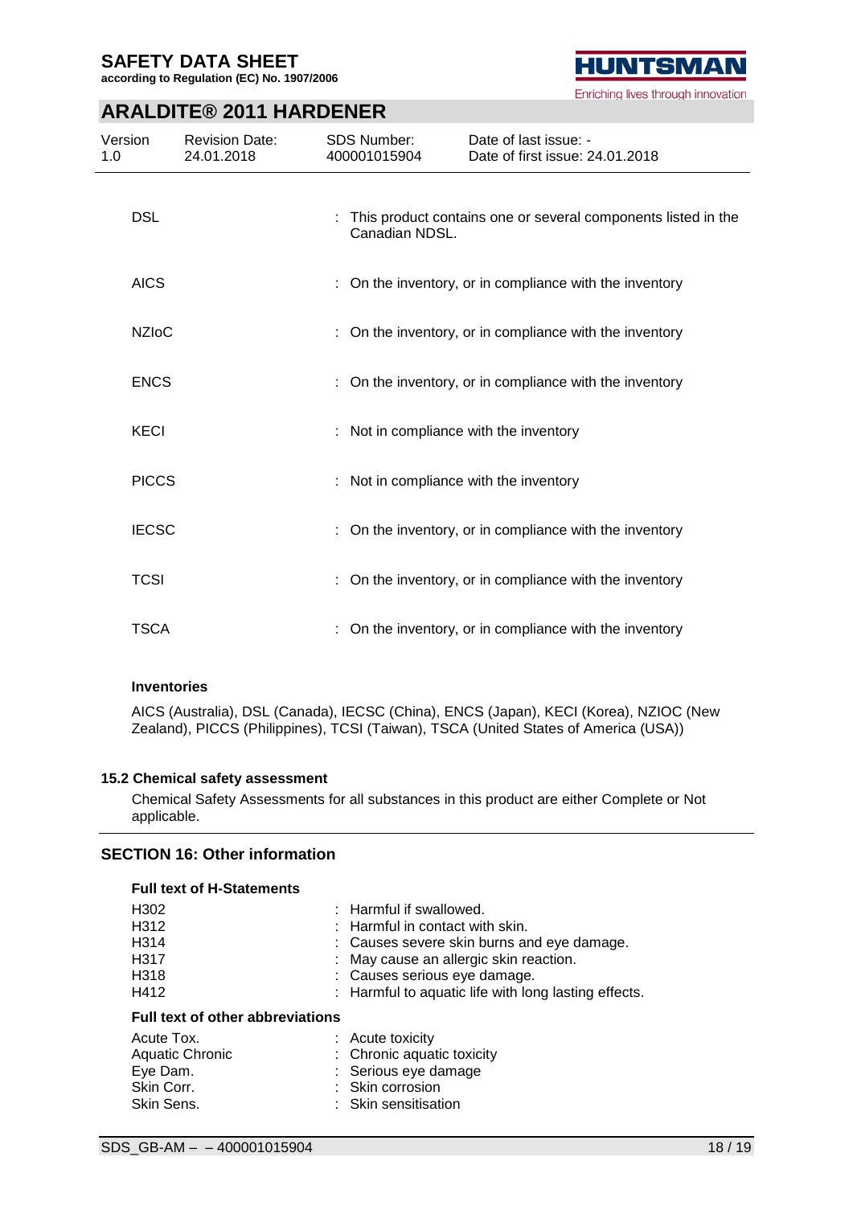| | |
|---|---|
| DSL | : This product contains one or several components listed in the Canadian NDSL. |
| AICS | : On the inventory, or in compliance with the inventory |
| NZIoC | : On the inventory, or in compliance with the inventory |
| ENCS | : On the inventory, or in compliance with the inventory |
| KECI | : Not in compliance with the inventory |
| PICCS | : Not in compliance with the inventory |
| IECSC | : On the inventory, or in compliance with the inventory |
| TCSI | : On the inventory, or in compliance with the inventory |
| TSCA | : On the inventory, or in compliance with the inventory |

**Inventories**

AICS (Australia), DSL (Canada), IECSC (China), ENCS (Japan), KECI (Korea), NZIOC (New Zealand), PICCS (Philippines), TCSI (Taiwan), TSCA (United States of America (USA))

### 15.2 Chemical safety assessment

Chemical Safety Assessments for all substances in this product are either Complete or Not applicable.

## SECTION 16: Other information

**Full text of H-Statements**

| | |
|---|---|
| H302 | : Harmful if swallowed. |
| H312 | : Harmful in contact with skin. |
| H314 | : Causes severe skin burns and eye damage. |
| H317 | : May cause an allergic skin reaction. |
| H318 | : Causes serious eye damage. |
| H412 | : Harmful to aquatic life with long lasting effects. |

**Full text of other abbreviations**

| | |
|---|---|
| Acute Tox. | : Acute toxicity |
| Aquatic Chronic | : Chronic aquatic toxicity |
| Eye Dam. | : Serious eye damage |
| Skin Corr. | : Skin corrosion |
| Skin Sens. | : Skin sensitisation |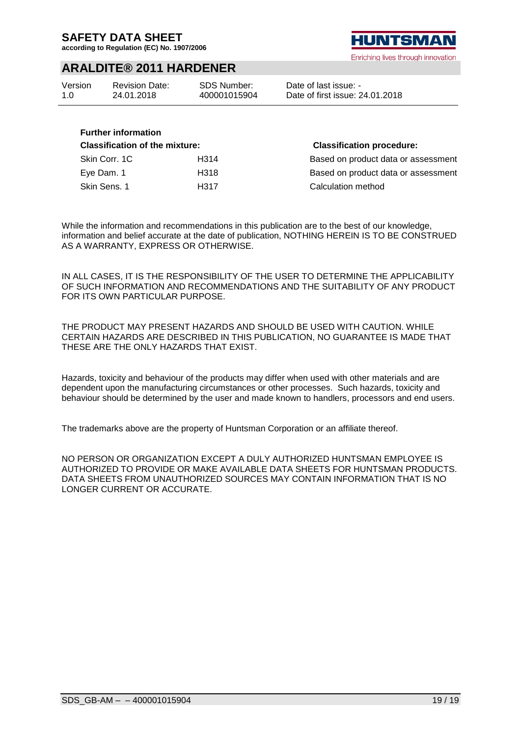## Further information

| Classification of the mixture: | | Classification procedure: |
|---|---|---|
| Skin Corr. 1C | H314 | Based on product data or assessment |
| Eye Dam. 1 | H318 | Based on product data or assessment |
| Skin Sens. 1 | H317 | Calculation method |

While the information and recommendations in this publication are to the best of our knowledge, information and belief accurate at the date of publication, NOTHING HEREIN IS TO BE CONSTRUED AS A WARRANTY, EXPRESS OR OTHERWISE.

IN ALL CASES, IT IS THE RESPONSIBILITY OF THE USER TO DETERMINE THE APPLICABILITY OF SUCH INFORMATION AND RECOMMENDATIONS AND THE SUITABILITY OF ANY PRODUCT FOR ITS OWN PARTICULAR PURPOSE.

THE PRODUCT MAY PRESENT HAZARDS AND SHOULD BE USED WITH CAUTION. WHILE CERTAIN HAZARDS ARE DESCRIBED IN THIS PUBLICATION, NO GUARANTEE IS MADE THAT THESE ARE THE ONLY HAZARDS THAT EXIST.

Hazards, toxicity and behaviour of the products may differ when used with other materials and are dependent upon the manufacturing circumstances or other processes. Such hazards, toxicity and behaviour should be determined by the user and made known to handlers, processors and end users.

The trademarks above are the property of Huntsman Corporation or an affiliate thereof.

NO PERSON OR ORGANIZATION EXCEPT A DULY AUTHORIZED HUNTSMAN EMPLOYEE IS AUTHORIZED TO PROVIDE OR MAKE AVAILABLE DATA SHEETS FOR HUNTSMAN PRODUCTS. DATA SHEETS FROM UNAUTHORIZED SOURCES MAY CONTAIN INFORMATION THAT IS NO LONGER CURRENT OR ACCURATE.